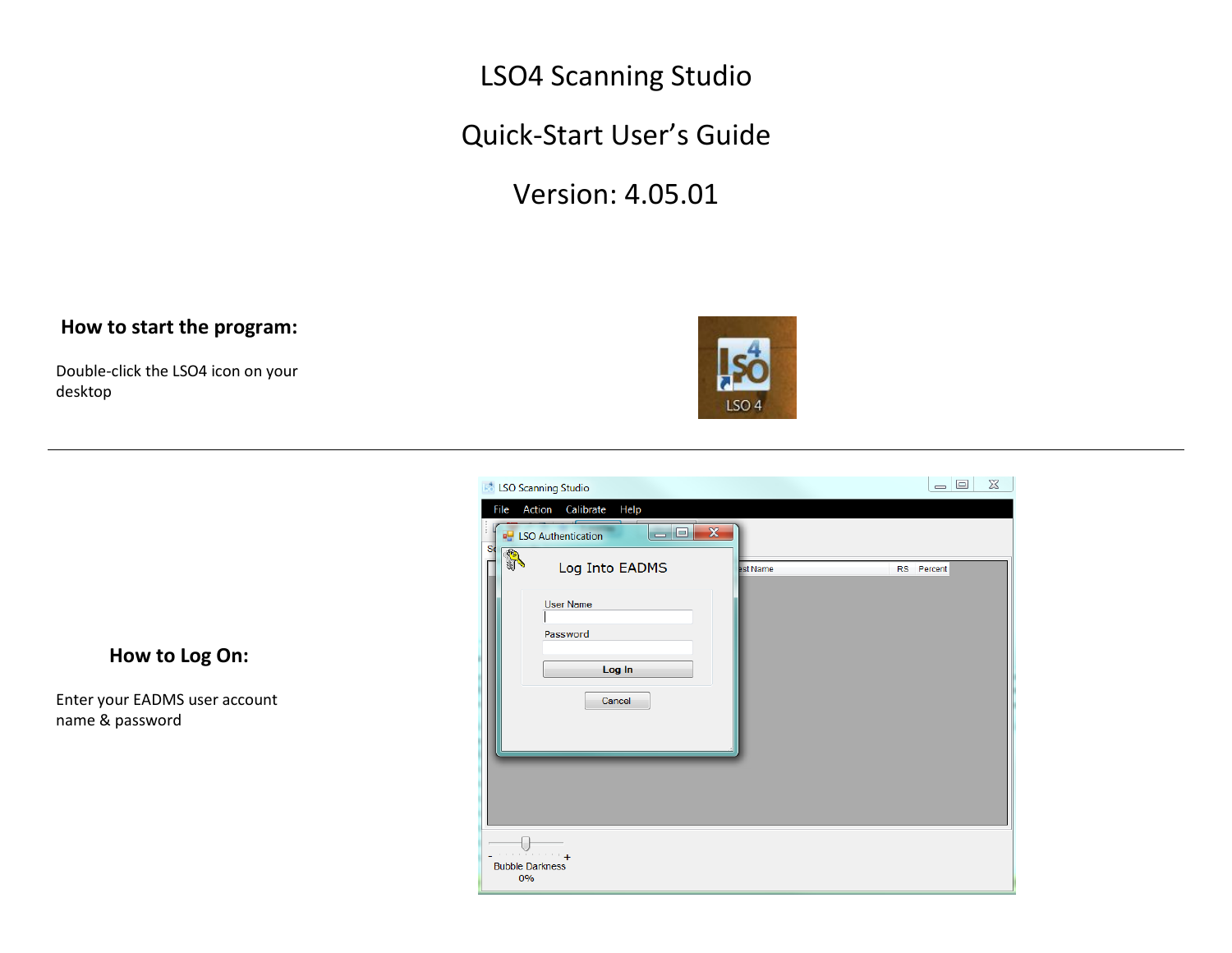# LSO4 Scanning Studio

# Quick-Start User's Guide

# Version: 4.05.01

### How to start the program:

Double-click the LSO4 icon on your desktop

---

### How to Log On:

Enter your EADMS user account name & password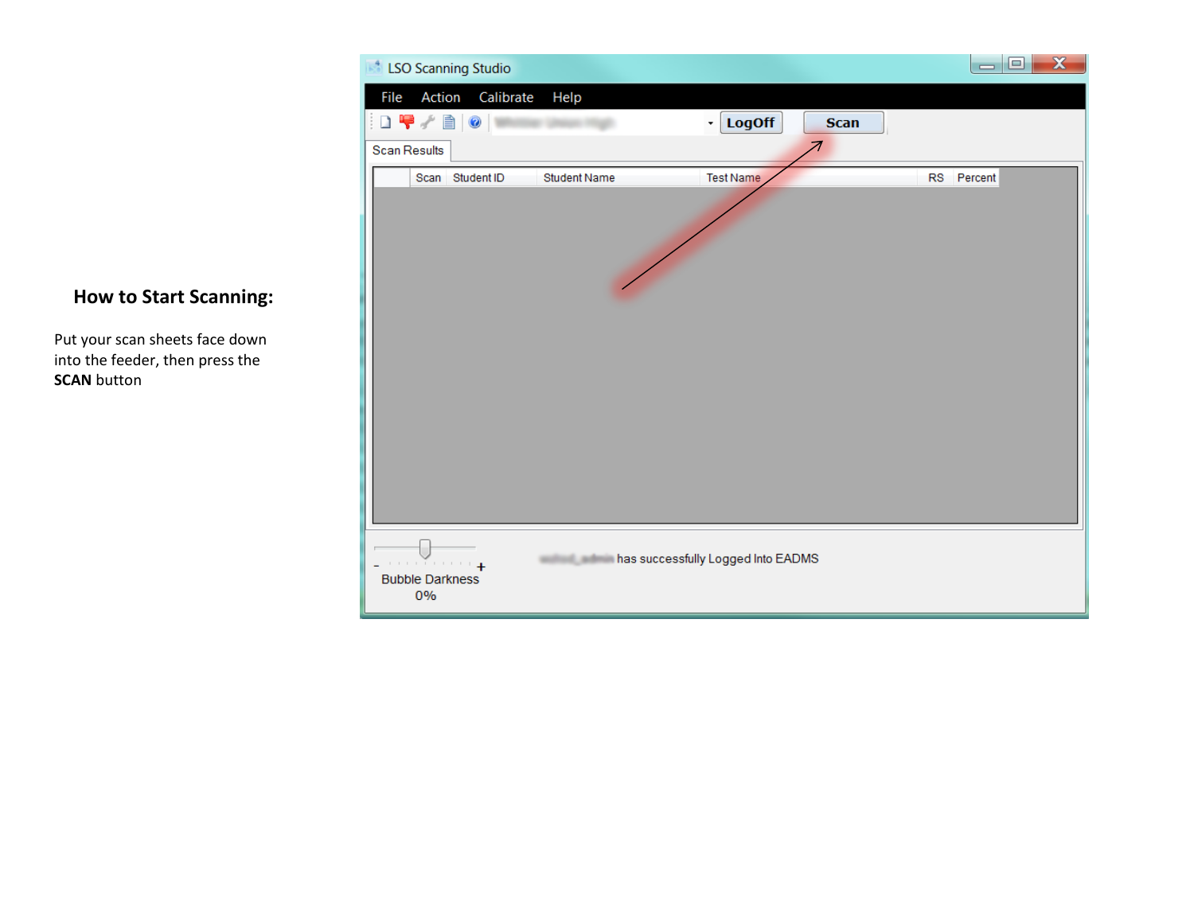## How to Start Scanning:

Put your scan sheets face down into the feeder, then press the **SCAN** button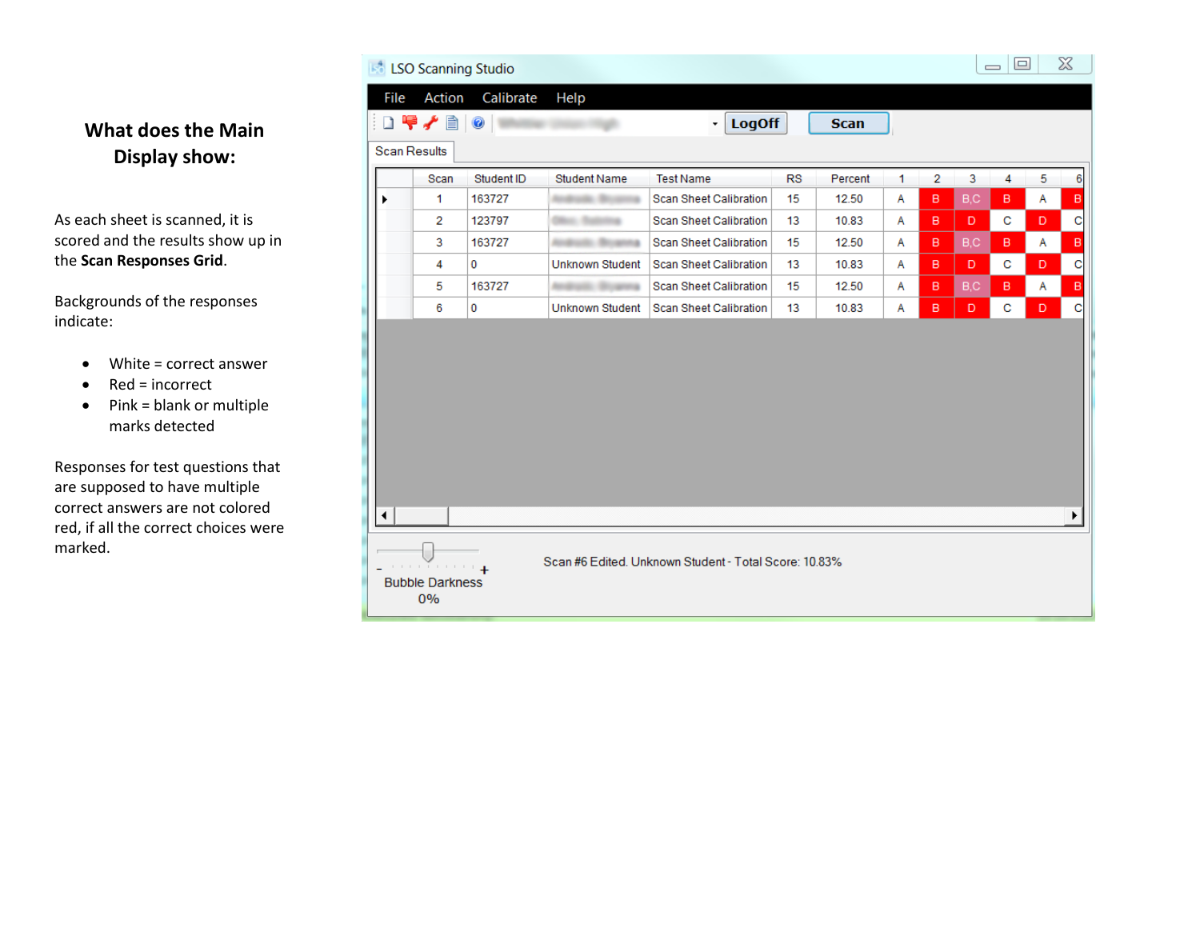## What does the Main Display show:

As each sheet is scanned, it is scored and the results show up in the **Scan Responses Grid**.

Backgrounds of the responses indicate:

- White = correct answer
- Red = incorrect
- Pink = blank or multiple marks detected

Responses for test questions that are supposed to have multiple correct answers are not colored red, if all the correct choices were marked.

LSO Scanning Studio

File Action Calibrate Help

LogOff Scan

Scan Results

| Scan | Student ID | Student Name | Test Name | RS | Percent | 1 | 2 | 3 | 4 | 5 | 6 |
|---|---|---|---|---|---|---|---|---|---|---|---|
| 1 | 163727 | | Scan Sheet Calibration | 15 | 12.50 | A | B | B,C | B | A | B |
| 2 | 123797 | | Scan Sheet Calibration | 13 | 10.83 | A | B | D | C | D | C |
| 3 | 163727 | | Scan Sheet Calibration | 15 | 12.50 | A | B | B,C | B | A | B |
| 4 | 0 | Unknown Student | Scan Sheet Calibration | 13 | 10.83 | A | B | D | C | D | C |
| 5 | 163727 | | Scan Sheet Calibration | 15 | 12.50 | A | B | B,C | B | A | B |
| 6 | 0 | Unknown Student | Scan Sheet Calibration | 13 | 10.83 | A | B | D | C | D | C |

Bubble Darkness 0%

Scan #6 Edited. Unknown Student - Total Score: 10.83%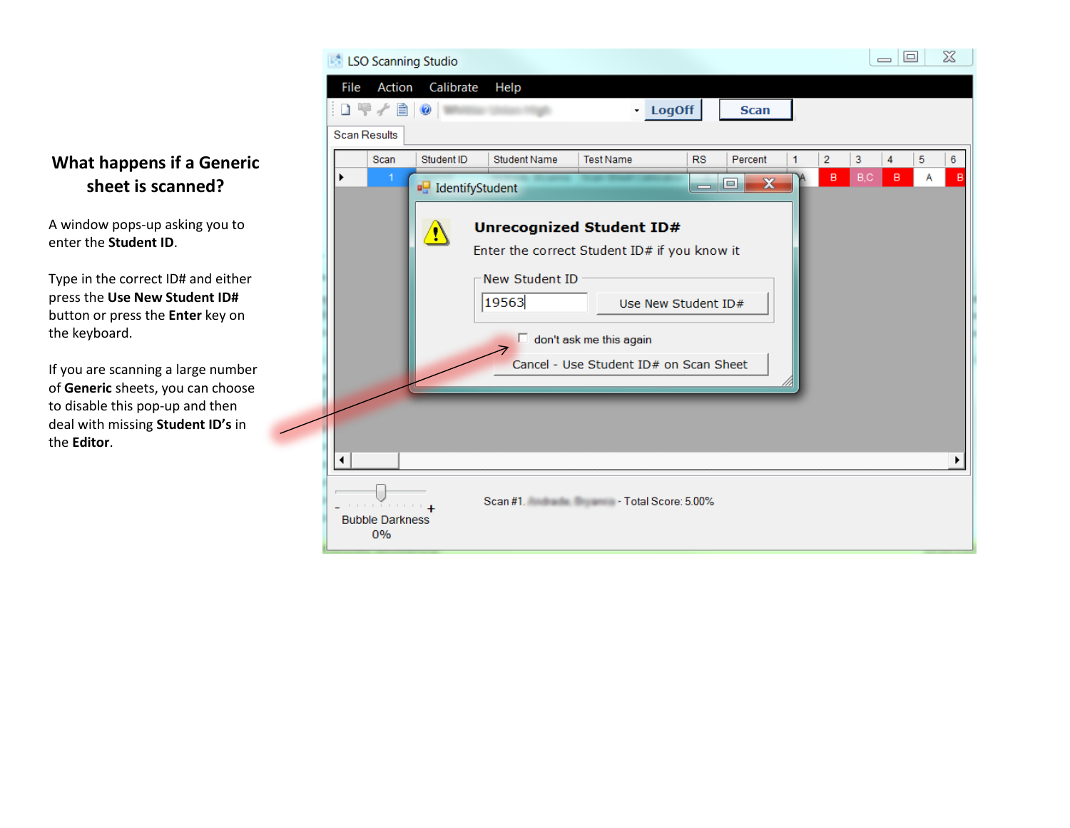## What happens if a Generic sheet is scanned?

A window pops-up asking you to enter the **Student ID**.

Type in the correct ID# and either press the **Use New Student ID#** button or press the **Enter** key on the keyboard.

If you are scanning a large number of **Generic** sheets, you can choose to disable this pop-up and then deal with missing **Student ID's** in the **Editor**.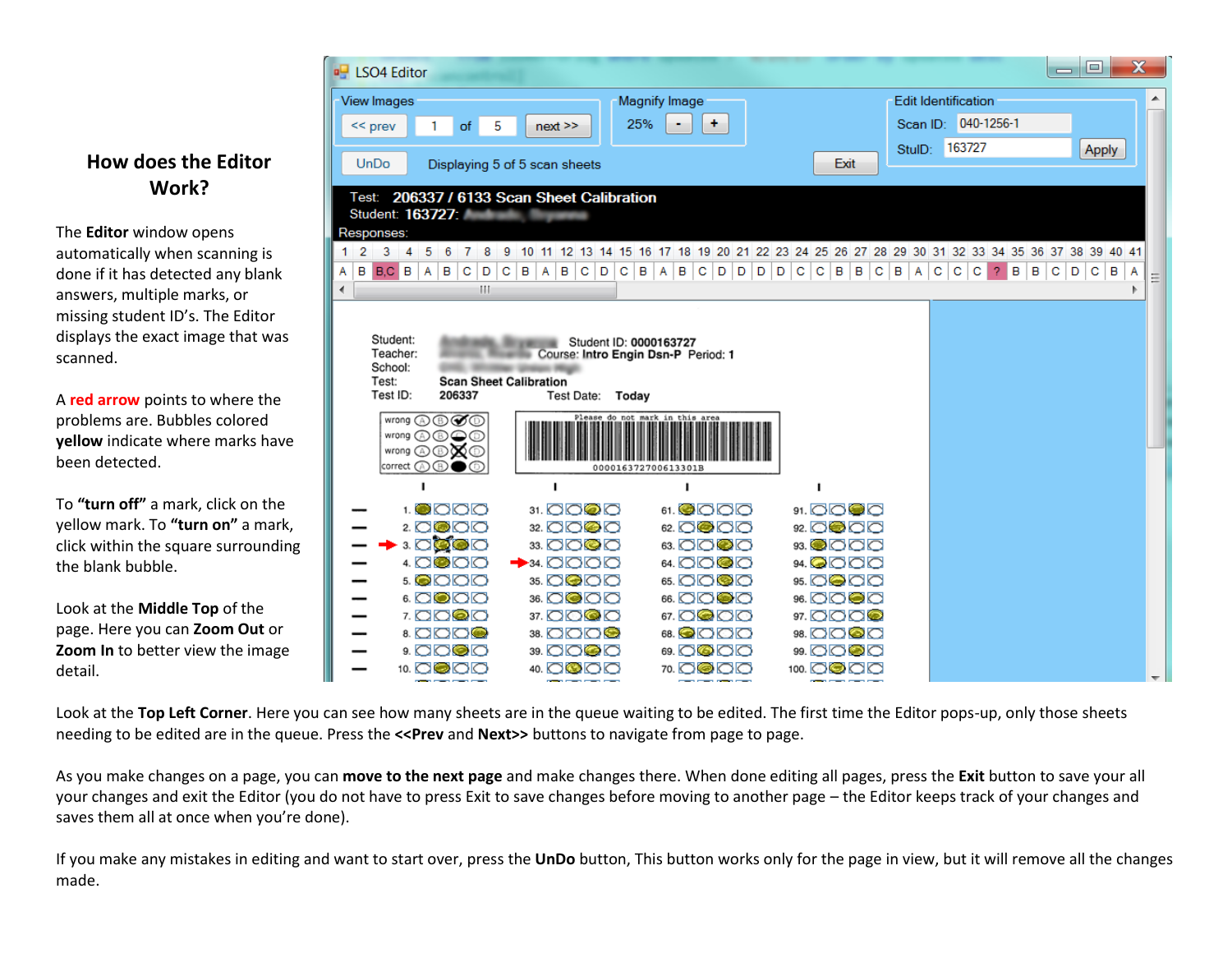## How does the Editor Work?

The **Editor** window opens automatically when scanning is done if it has detected any blank answers, multiple marks, or missing student ID's. The Editor displays the exact image that was scanned.

A **red arrow** points to where the problems are. Bubbles colored **yellow** indicate where marks have been detected.

To **"turn off"** a mark, click on the yellow mark. To **"turn on"** a mark, click within the square surrounding the blank bubble.

Look at the **Middle Top** of the page. Here you can **Zoom Out** or **Zoom In** to better view the image detail.

Look at the **Top Left Corner**. Here you can see how many sheets are in the queue waiting to be edited. The first time the Editor pops-up, only those sheets needing to be edited are in the queue. Press the **<<Prev** and **Next>>** buttons to navigate from page to page.

As you make changes on a page, you can **move to the next page** and make changes there. When done editing all pages, press the **Exit** button to save your all your changes and exit the Editor (you do not have to press Exit to save changes before moving to another page – the Editor keeps track of your changes and saves them all at once when you're done).

If you make any mistakes in editing and want to start over, press the **UnDo** button, This button works only for the page in view, but it will remove all the changes made.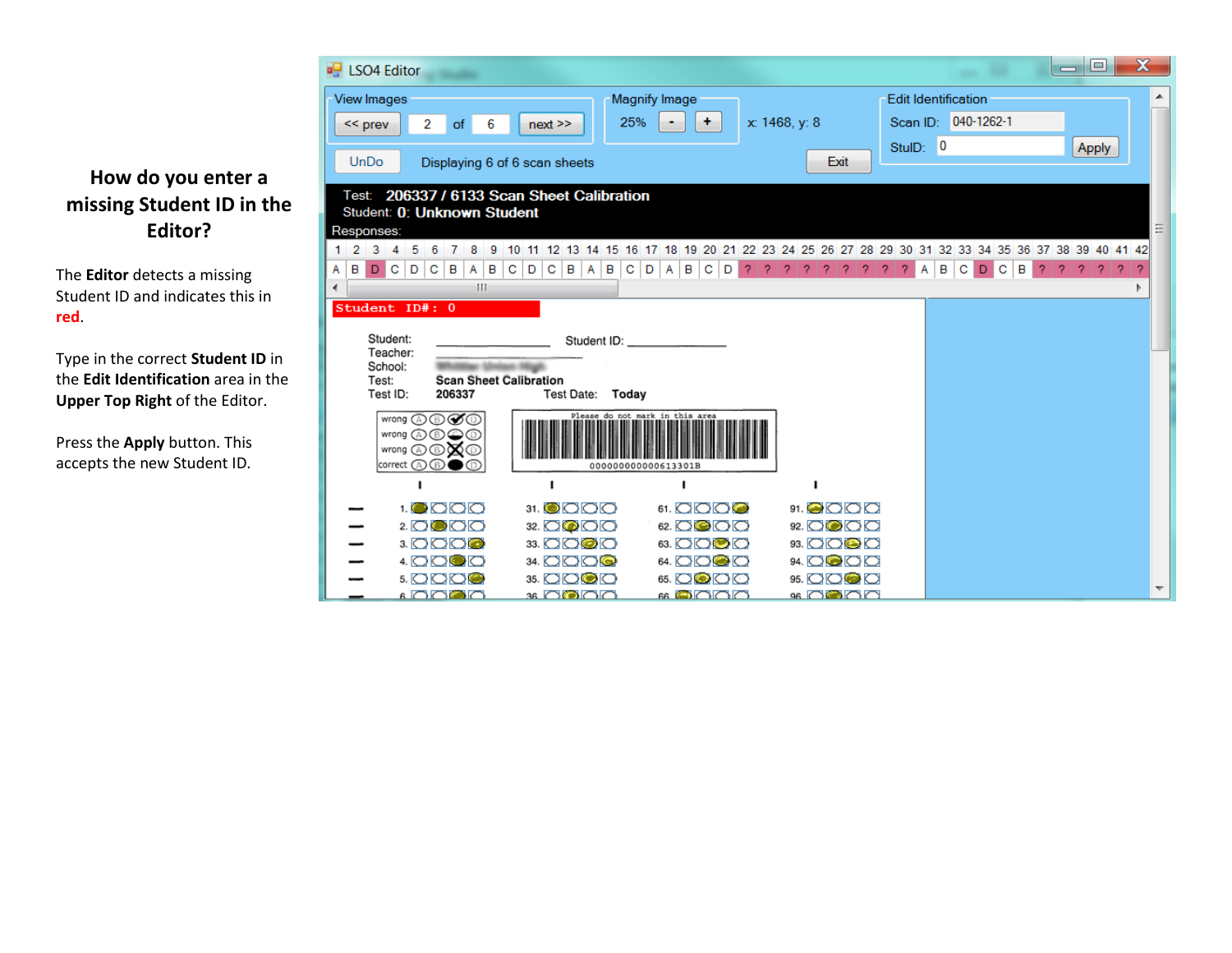## How do you enter a missing Student ID in the Editor?

The **Editor** detects a missing Student ID and indicates this in **red**.

Type in the correct **Student ID** in the **Edit Identification** area in the **Upper Top Right** of the Editor.

Press the **Apply** button. This accepts the new Student ID.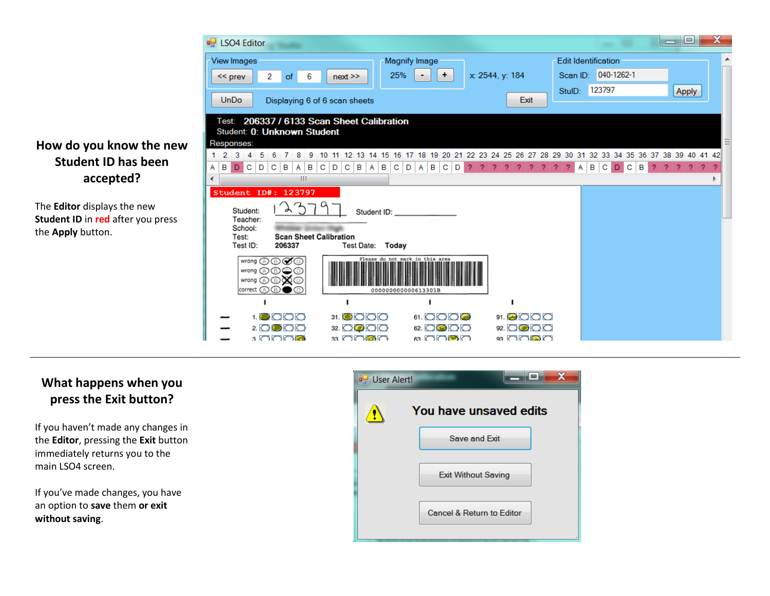## How do you know the new Student ID has been accepted?

The **Editor** displays the new **Student ID** in **red** after you press the **Apply** button.

---

## What happens when you press the Exit button?

If you haven't made any changes in the **Editor**, pressing the **Exit** button immediately returns you to the main LSO4 screen.

If you've made changes, you have an option to **save** them **or exit without saving**.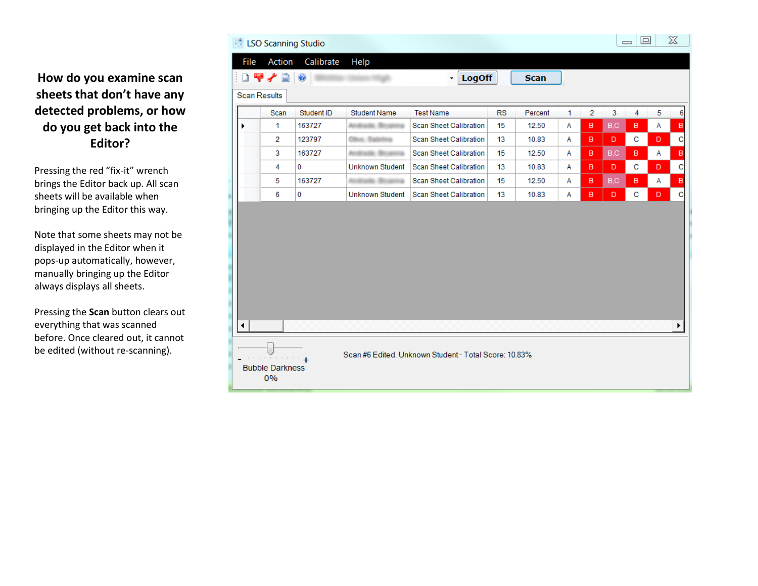## How do you examine scan sheets that don't have any detected problems, or how do you get back into the Editor?

Pressing the red "fix-it" wrench brings the Editor back up. All scan sheets will be available when bringing up the Editor this way.

Note that some sheets may not be displayed in the Editor when it pops-up automatically, however, manually bringing up the Editor always displays all sheets.

Pressing the **Scan** button clears out everything that was scanned before. Once cleared out, it cannot be edited (without re-scanning).

LSO Scanning Studio

File Action Calibrate Help

LogOff Scan

Scan Results

| Scan | Student ID | Student Name | Test Name | RS | Percent | 1 | 2 | 3 | 4 | 5 | 6 |
|---|---|---|---|---|---|---|---|---|---|---|---|
| 1 | 163727 | | Scan Sheet Calibration | 15 | 12.50 | A | B | B,C | B | A | B |
| 2 | 123797 | | Scan Sheet Calibration | 13 | 10.83 | A | B | D | C | D | C |
| 3 | 163727 | | Scan Sheet Calibration | 15 | 12.50 | A | B | B,C | B | A | B |
| 4 | 0 | Unknown Student | Scan Sheet Calibration | 13 | 10.83 | A | B | D | C | D | C |
| 5 | 163727 | | Scan Sheet Calibration | 15 | 12.50 | A | B | B,C | B | A | B |
| 6 | 0 | Unknown Student | Scan Sheet Calibration | 13 | 10.83 | A | B | D | C | D | C |

Bubble Darkness 0%

Scan #6 Edited. Unknown Student - Total Score: 10.83%